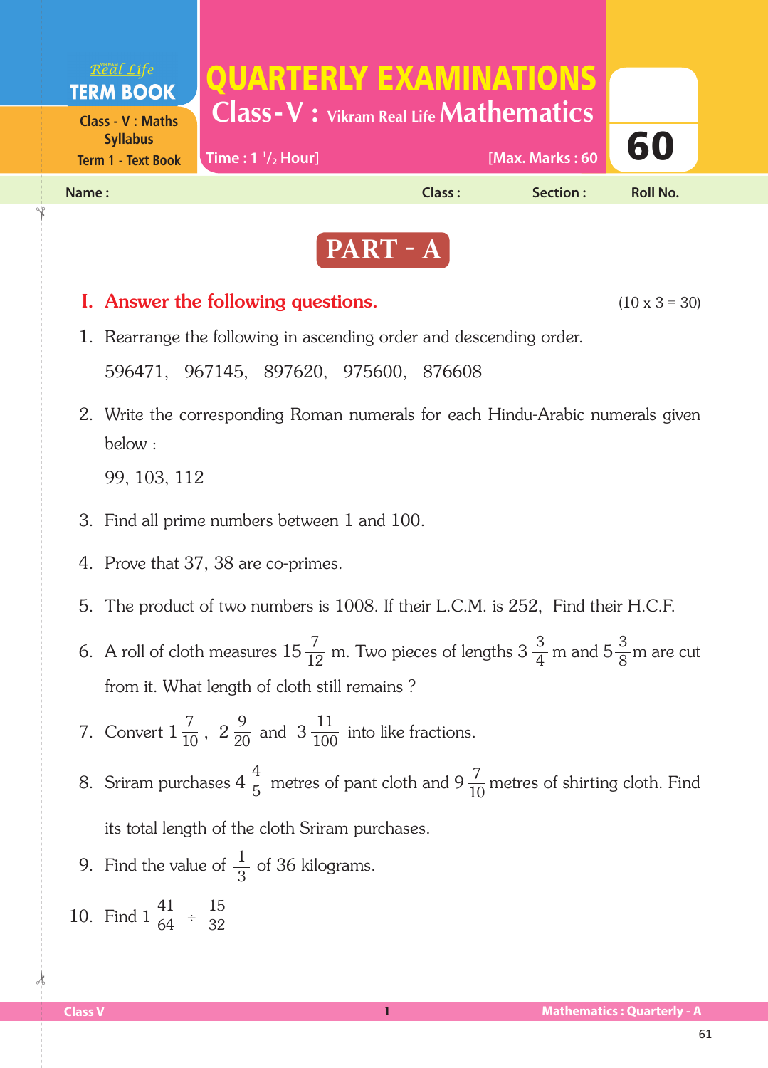Real Life **TERM BOOK**

Class - V : Maths Syllabus
Term 1 - Text Book

# QUARTERLY EXAMINATIONS

## Class-V : Vikram Real Life Mathematics

Time : $1\frac{1}{2}$ Hour] [Max. Marks : 60

**60**

**Name :** **Class :** **Section :** **Roll No.**

## PART - A

### I. Answer the following questions. (10 x 3 = 30)

1. Rearrange the following in ascending order and descending order.

   596471, 967145, 897620, 975600, 876608

2. Write the corresponding Roman numerals for each Hindu-Arabic numerals given below :

   99, 103, 112

3. Find all prime numbers between 1 and 100.

4. Prove that 37, 38 are co-primes.

5. The product of two numbers is 1008. If their L.C.M. is 252, Find their H.C.F.

6. A roll of cloth measures $15\frac{7}{12}$ m. Two pieces of lengths $3\frac{3}{4}$ m and $5\frac{3}{8}$ m are cut from it. What length of cloth still remains ?

7. Convert $1\frac{7}{10}$, $2\frac{9}{20}$ and $3\frac{11}{100}$ into like fractions.

8. Sriram purchases $4\frac{4}{5}$ metres of pant cloth and $9\frac{7}{10}$ metres of shirting cloth. Find its total length of the cloth Sriram purchases.

9. Find the value of $\frac{1}{3}$ of 36 kilograms.

10. Find $1\frac{41}{64} \div \frac{15}{32}$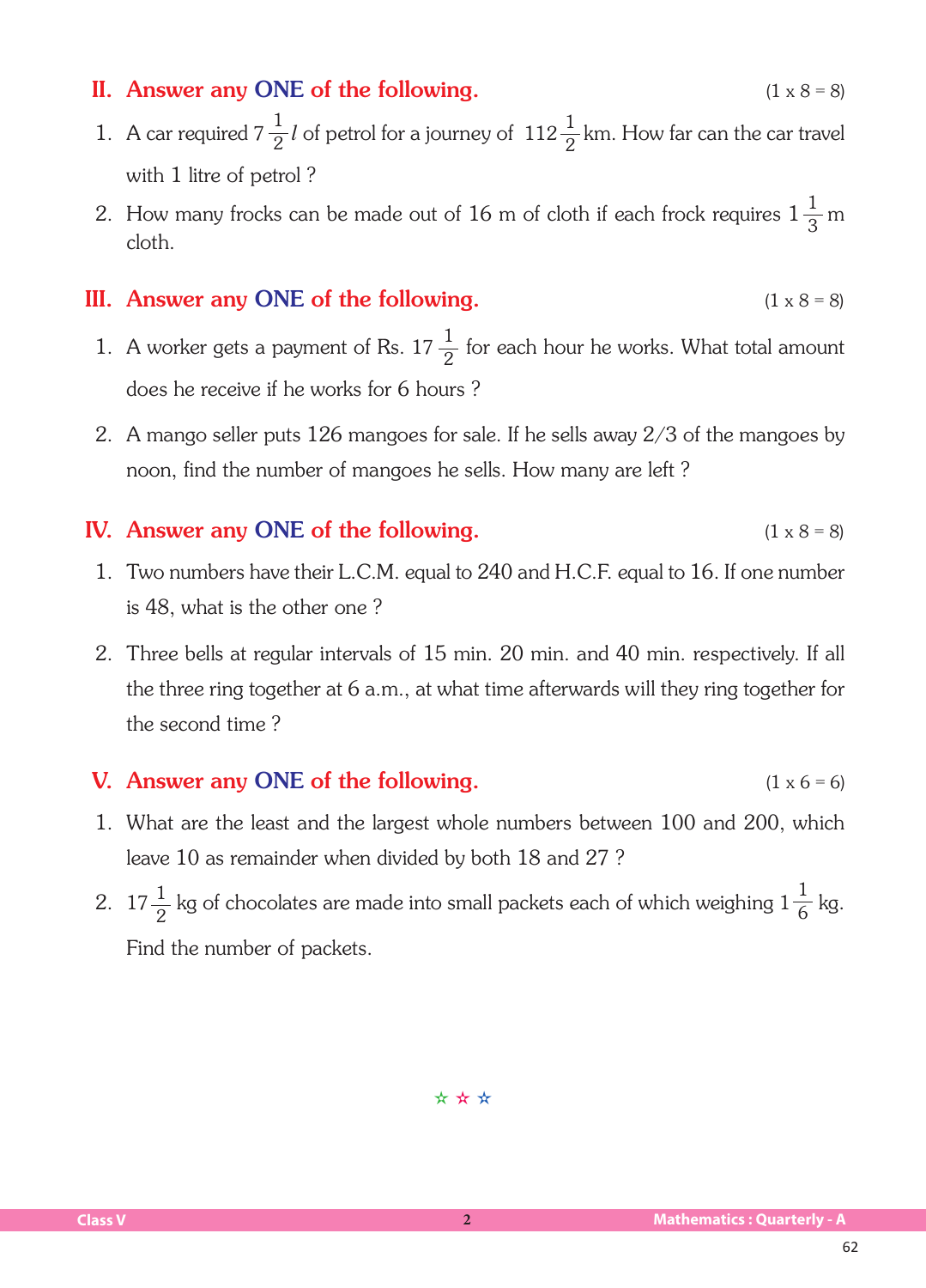## II. Answer any ONE of the following. (1 x 8 = 8)

1. A car required $7\frac{1}{2}\,l$ of petrol for a journey of $112\frac{1}{2}$ km. How far can the car travel with 1 litre of petrol ?
2. How many frocks can be made out of 16 m of cloth if each frock requires $1\frac{1}{3}$ m cloth.

## III. Answer any ONE of the following. (1 x 8 = 8)

1. A worker gets a payment of Rs. $17\frac{1}{2}$ for each hour he works. What total amount does he receive if he works for 6 hours ?
2. A mango seller puts 126 mangoes for sale. If he sells away 2/3 of the mangoes by noon, find the number of mangoes he sells. How many are left ?

## IV. Answer any ONE of the following. (1 x 8 = 8)

1. Two numbers have their L.C.M. equal to 240 and H.C.F. equal to 16. If one number is 48, what is the other one ?
2. Three bells at regular intervals of 15 min. 20 min. and 40 min. respectively. If all the three ring together at 6 a.m., at what time afterwards will they ring together for the second time ?

## V. Answer any ONE of the following. (1 x 6 = 6)

1. What are the least and the largest whole numbers between 100 and 200, which leave 10 as remainder when divided by both 18 and 27 ?
2. $17\frac{1}{2}$ kg of chocolates are made into small packets each of which weighing $1\frac{1}{6}$ kg. Find the number of packets.

☆ ☆ ☆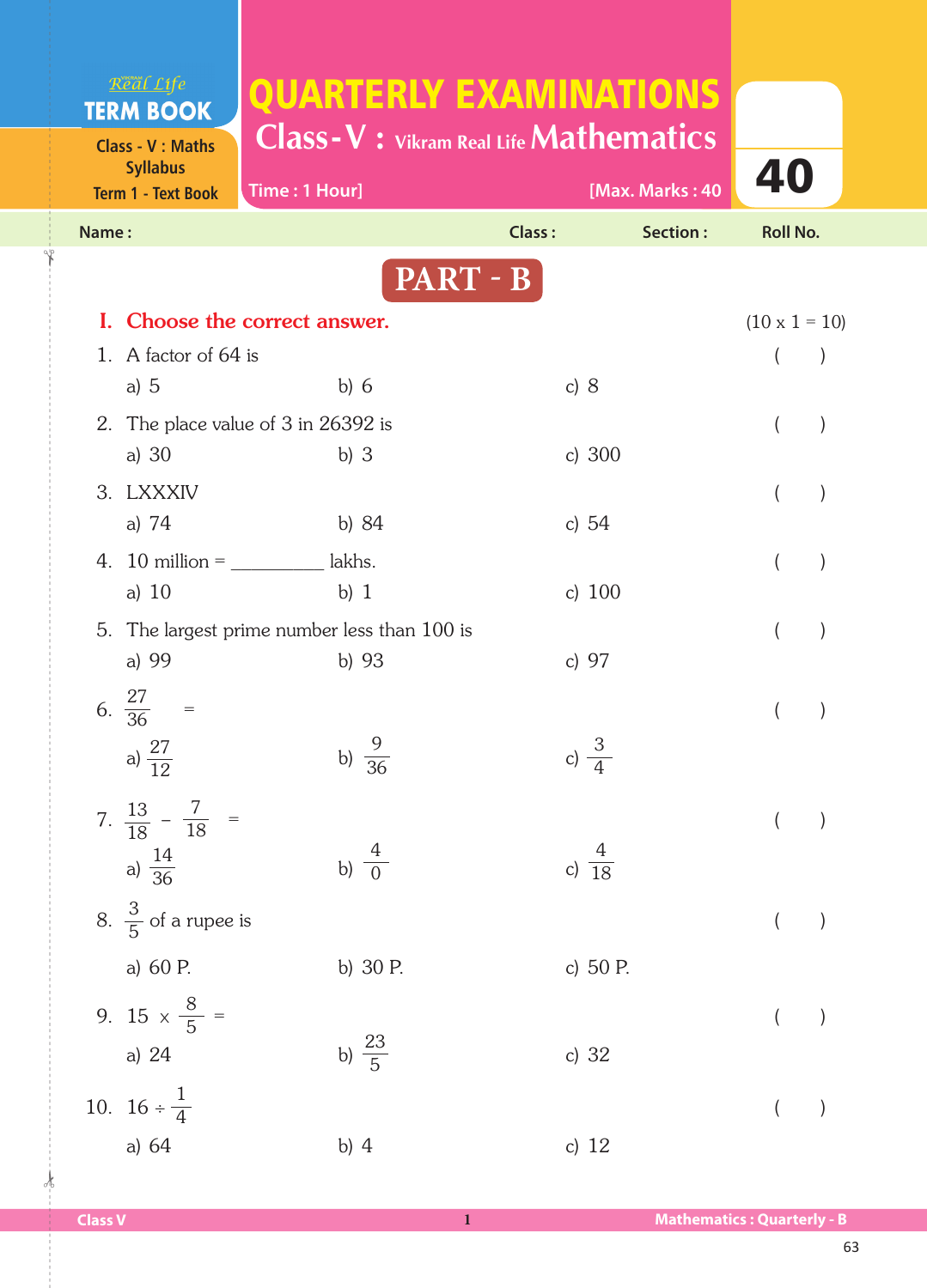Real Life **TERM BOOK**

Class - V : Maths Syllabus
Term 1 - Text Book

# QUARTERLY EXAMINATIONS

## Class-V : Vikram Real Life Mathematics

Time : 1 Hour] [Max. Marks : 40

40

Name : Class : Section : Roll No.

## PART - B

### I. Choose the correct answer. (10 x 1 = 10)

1. A factor of 64 is ( )

   a) 5 b) 6 c) 8

2. The place value of 3 in 26392 is ( )

   a) 30 b) 3 c) 300

3. LXXXIV ( )

   a) 74 b) 84 c) 54

4. 10 million = __________ lakhs. ( )

   a) 10 b) 1 c) 100

5. The largest prime number less than 100 is ( )

   a) 99 b) 93 c) 97

6. $\frac{27}{36}$ = ( )

   a) $\frac{27}{12}$ b) $\frac{9}{36}$ c) $\frac{3}{4}$

7. $\frac{13}{18} - \frac{7}{18}$ = ( )

   a) $\frac{14}{36}$ b) $\frac{4}{0}$ c) $\frac{4}{18}$

8. $\frac{3}{5}$ of a rupee is ( )

   a) 60 P. b) 30 P. c) 50 P.

9. $15 \times \frac{8}{5}$ = ( )

   a) 24 b) $\frac{23}{5}$ c) 32

10. $16 \div \frac{1}{4}$ ( )

    a) 64 b) 4 c) 12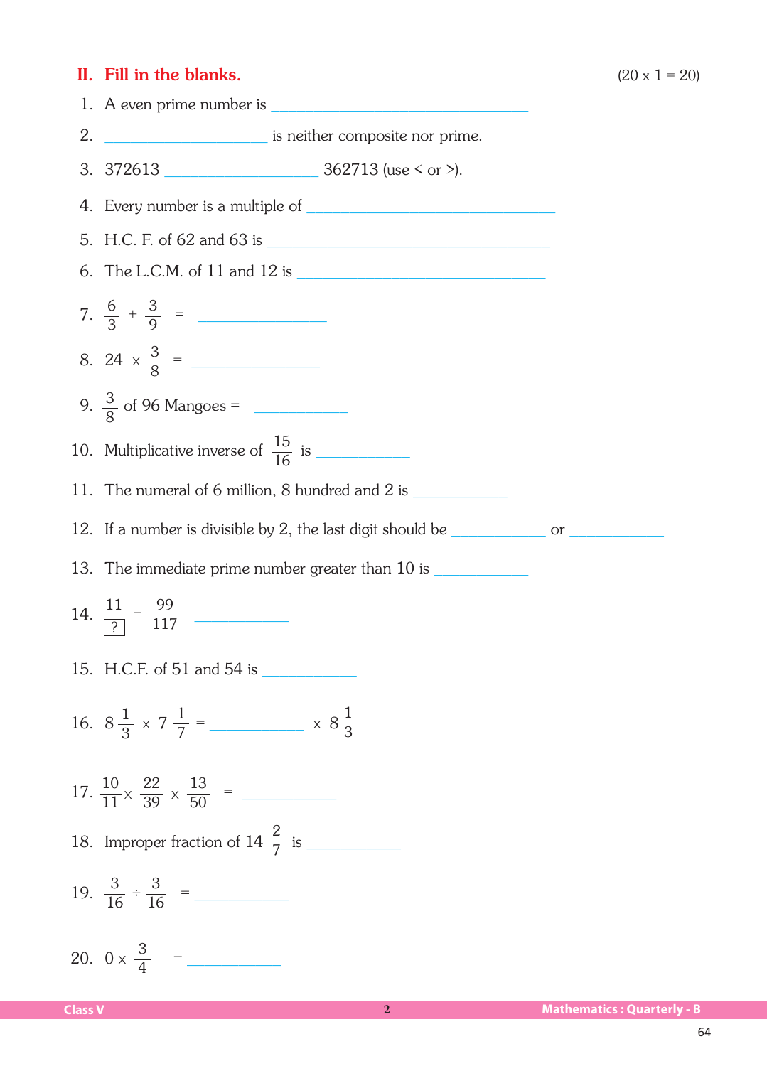## II. Fill in the blanks.

(20 x 1 = 20)

1. A even prime number is \_\_\_\_\_\_\_\_\_\_\_\_\_\_\_\_\_\_\_\_

2. \_\_\_\_\_\_\_\_\_\_\_\_\_\_\_\_ is neither composite nor prime.

3. 372613 \_\_\_\_\_\_\_\_\_\_\_\_\_\_\_\_ 362713 (use < or >).

4. Every number is a multiple of \_\_\_\_\_\_\_\_\_\_\_\_\_\_\_\_\_\_\_\_

5. H.C. F. of 62 and 63 is \_\_\_\_\_\_\_\_\_\_\_\_\_\_\_\_\_\_\_\_

6. The L.C.M. of 11 and 12 is \_\_\_\_\_\_\_\_\_\_\_\_\_\_\_\_\_\_\_\_

7. $\frac{6}{3} + \frac{3}{9} =$ \_\_\_\_\_\_\_\_\_\_\_\_\_\_\_\_

8. $24 \times \frac{3}{8} =$ \_\_\_\_\_\_\_\_\_\_\_\_\_\_\_\_

9. $\frac{3}{8}$ of 96 Mangoes = \_\_\_\_\_\_\_\_\_\_\_\_

10. Multiplicative inverse of $\frac{15}{16}$ is \_\_\_\_\_\_\_\_\_\_\_\_

11. The numeral of 6 million, 8 hundred and 2 is \_\_\_\_\_\_\_\_\_\_\_\_

12. If a number is divisible by 2, the last digit should be \_\_\_\_\_\_\_\_\_\_\_\_ or \_\_\_\_\_\_\_\_\_\_\_\_

13. The immediate prime number greater than 10 is \_\_\_\_\_\_\_\_\_\_\_\_

14. $\frac{11}{\boxed{?}} = \frac{99}{117}$ \_\_\_\_\_\_\_\_\_\_\_\_

15. H.C.F. of 51 and 54 is \_\_\_\_\_\_\_\_\_\_\_\_

16. $8\frac{1}{3} \times 7\frac{1}{7} =$ \_\_\_\_\_\_\_\_\_\_\_\_ $\times 8\frac{1}{3}$

17. $\frac{10}{11} \times \frac{22}{39} \times \frac{13}{50} =$ \_\_\_\_\_\_\_\_\_\_\_\_

18. Improper fraction of $14\frac{2}{7}$ is \_\_\_\_\_\_\_\_\_\_\_\_

19. $\frac{3}{16} \div \frac{3}{16} =$ \_\_\_\_\_\_\_\_\_\_\_\_

20. $0 \times \frac{3}{4} =$ \_\_\_\_\_\_\_\_\_\_\_\_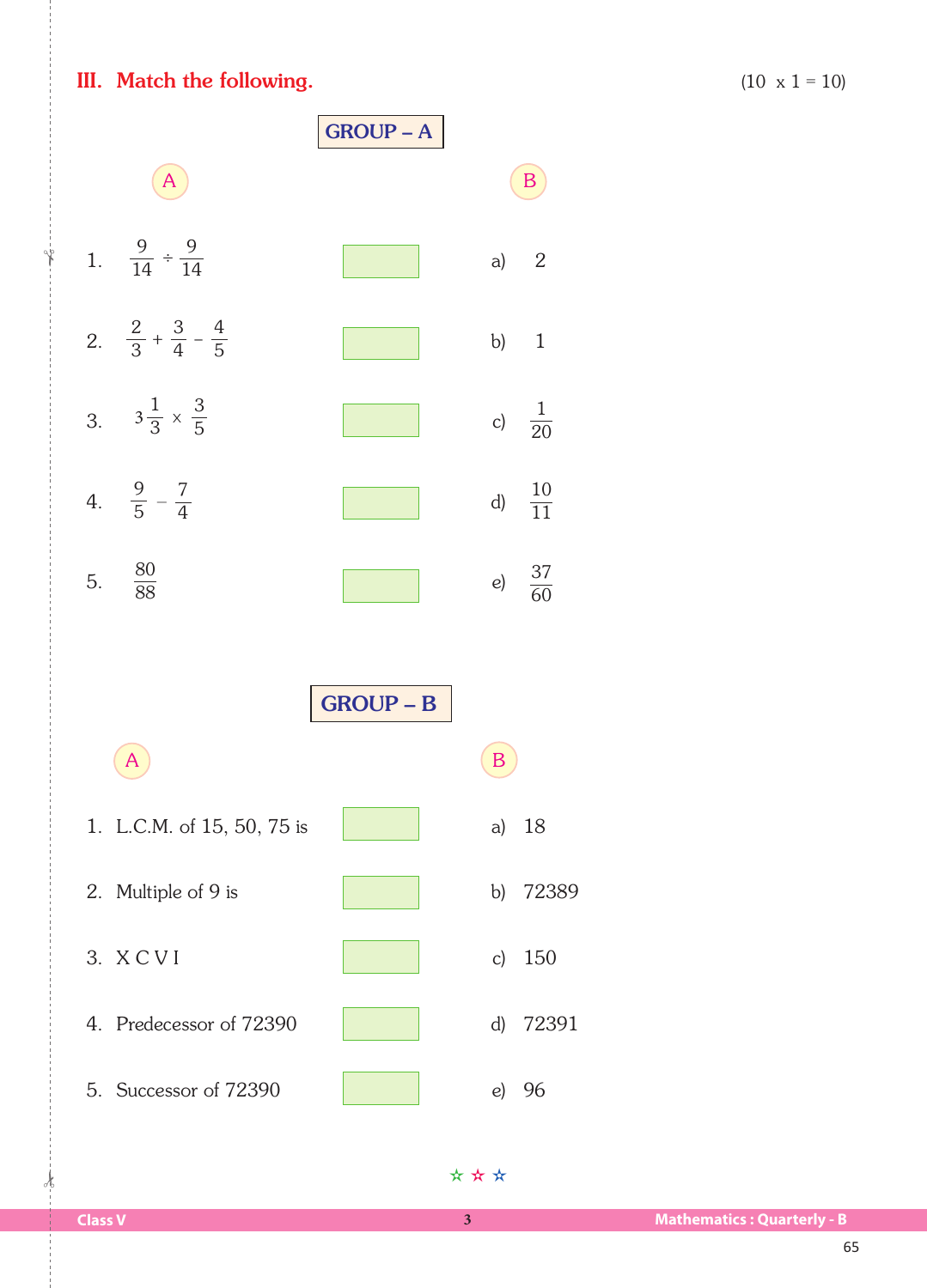## III. Match the following.

(10 x 1 = 10)

### GROUP – A

| A | | B |
|---|---|---|
| 1. $\frac{9}{14} \div \frac{9}{14}$ | | a) 2 |
| 2. $\frac{2}{3} + \frac{3}{4} - \frac{4}{5}$ | | b) 1 |
| 3. $3\frac{1}{3} \times \frac{3}{5}$ | | c) $\frac{1}{20}$ |
| 4. $\frac{9}{5} - \frac{7}{4}$ | | d) $\frac{10}{11}$ |
| 5. $\frac{80}{88}$ | | e) $\frac{37}{60}$ |

### GROUP – B

| A | | B |
|---|---|---|
| 1. L.C.M. of 15, 50, 75 is | | a) 18 |
| 2. Multiple of 9 is | | b) 72389 |
| 3. X C V I | | c) 150 |
| 4. Predecessor of 72390 | | d) 72391 |
| 5. Successor of 72390 | | e) 96 |

☆ ☆ ☆